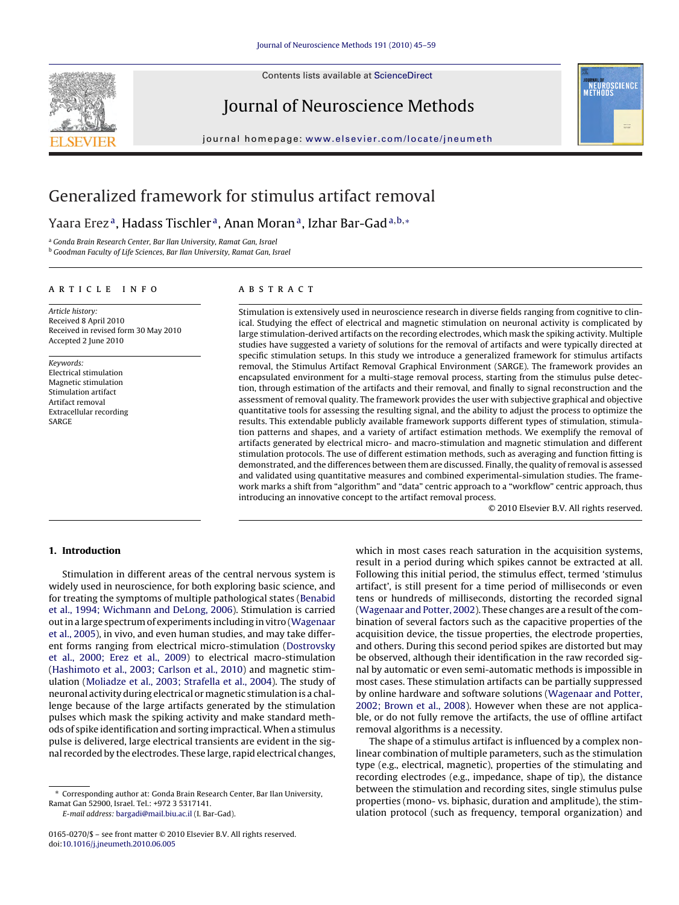# Generalized framework for stimulus artifact removal

Yaara Erez[a], Hadass Tischler[a], Anan Moran[a], Izhar Bar-Gad[a,b,*]

[a] Gonda Brain Research Center, Bar Ilan University, Ramat Gan, Israel

[b] Goodman Faculty of Life Sciences, Bar Ilan University, Ramat Gan, Israel

## ARTICLE INFO

*Article history:*
Received 8 April 2010
Received in revised form 30 May 2010
Accepted 2 June 2010

*Keywords:*
Electrical stimulation
Magnetic stimulation
Stimulation artifact
Artifact removal
Extracellular recording
SARGE

## ABSTRACT

Stimulation is extensively used in neuroscience research in diverse fields ranging from cognitive to clinical. Studying the effect of electrical and magnetic stimulation on neuronal activity is complicated by large stimulation-derived artifacts on the recording electrodes, which mask the spiking activity. Multiple studies have suggested a variety of solutions for the removal of artifacts and were typically directed at specific stimulation setups. In this study we introduce a generalized framework for stimulus artifacts removal, the Stimulus Artifact Removal Graphical Environment (SARGE). The framework provides an encapsulated environment for a multi-stage removal process, starting from the stimulus pulse detection, through estimation of the artifacts and their removal, and finally to signal reconstruction and the assessment of removal quality. The framework provides the user with subjective graphical and objective quantitative tools for assessing the resulting signal, and the ability to adjust the process to optimize the results. This extendable publicly available framework supports different types of stimulation, stimulation patterns and shapes, and a variety of artifact estimation methods. We exemplify the removal of artifacts generated by electrical micro- and macro-stimulation and magnetic stimulation and different stimulation protocols. The use of different estimation methods, such as averaging and function fitting is demonstrated, and the differences between them are discussed. Finally, the quality of removal is assessed and validated using quantitative measures and combined experimental-simulation studies. The framework marks a shift from "algorithm" and "data" centric approach to a "workflow" centric approach, thus introducing an innovative concept to the artifact removal process.

© 2010 Elsevier B.V. All rights reserved.

## 1. Introduction

Stimulation in different areas of the central nervous system is widely used in neuroscience, for both exploring basic science, and for treating the symptoms of multiple pathological states (Benabid et al., 1994; Wichmann and DeLong, 2006). Stimulation is carried out in a large spectrum of experiments including in vitro (Wagenaar et al., 2005), in vivo, and even human studies, and may take different forms ranging from electrical micro-stimulation (Dostrovsky et al., 2000; Erez et al., 2009) to electrical macro-stimulation (Hashimoto et al., 2003; Carlson et al., 2010) and magnetic stimulation (Moliadze et al., 2003; Strafella et al., 2004). The study of neuronal activity during electrical or magnetic stimulation is a challenge because of the large artifacts generated by the stimulation pulses which mask the spiking activity and make standard methods of spike identification and sorting impractical. When a stimulus pulse is delivered, large electrical transients are evident in the signal recorded by the electrodes. These large, rapid electrical changes, which in most cases reach saturation in the acquisition systems, result in a period during which spikes cannot be extracted at all. Following this initial period, the stimulus effect, termed 'stimulus artifact', is still present for a time period of milliseconds or even tens or hundreds of milliseconds, distorting the recorded signal (Wagenaar and Potter, 2002). These changes are a result of the combination of several factors such as the capacitive properties of the acquisition device, the tissue properties, the electrode properties, and others. During this second period spikes are distorted but may be observed, although their identification in the raw recorded signal by automatic or even semi-automatic methods is impossible in most cases. These stimulation artifacts can be partially suppressed by online hardware and software solutions (Wagenaar and Potter, 2002; Brown et al., 2008). However when these are not applicable, or do not fully remove the artifacts, the use of offline artifact removal algorithms is a necessity.

The shape of a stimulus artifact is influenced by a complex nonlinear combination of multiple parameters, such as the stimulation type (e.g., electrical, magnetic), properties of the stimulating and recording electrodes (e.g., impedance, shape of tip), the distance between the stimulation and recording sites, single stimulus pulse properties (mono- vs. biphasic, duration and amplitude), the stimulation protocol (such as frequency, temporal organization) and

* Corresponding author at: Gonda Brain Research Center, Bar Ilan University, Ramat Gan 52900, Israel. Tel.: +972 3 5317141.
*E-mail address:* bargadi@mail.biu.ac.il (I. Bar-Gad).

0165-0270/$ – see front matter © 2010 Elsevier B.V. All rights reserved.
doi:10.1016/j.jneumeth.2010.06.005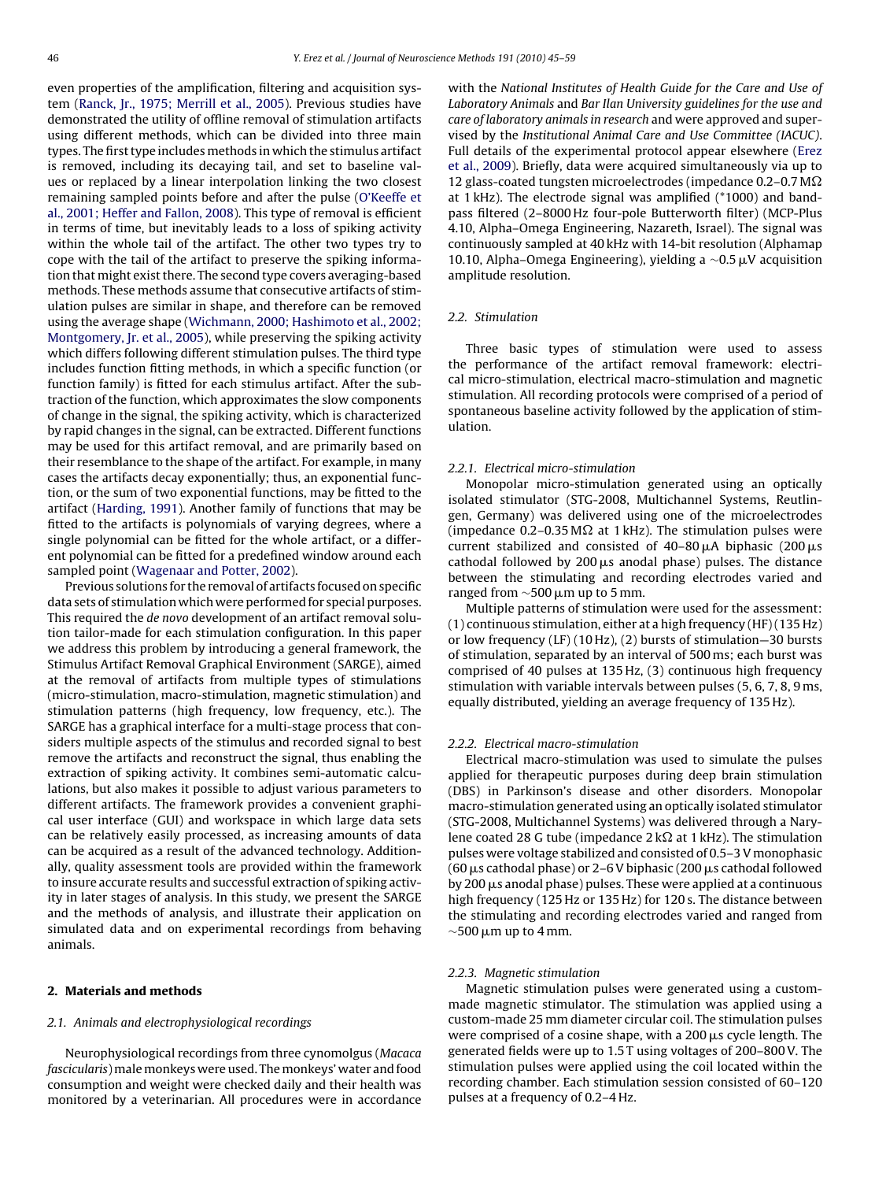even properties of the amplification, filtering and acquisition system (Ranck, Jr., 1975; Merrill et al., 2005). Previous studies have demonstrated the utility of offline removal of stimulation artifacts using different methods, which can be divided into three main types. The first type includes methods in which the stimulus artifact is removed, including its decaying tail, and set to baseline values or replaced by a linear interpolation linking the two closest remaining sampled points before and after the pulse (O'Keeffe et al., 2001; Heffer and Fallon, 2008). This type of removal is efficient in terms of time, but inevitably leads to a loss of spiking activity within the whole tail of the artifact. The other two types try to cope with the tail of the artifact to preserve the spiking information that might exist there. The second type covers averaging-based methods. These methods assume that consecutive artifacts of stimulation pulses are similar in shape, and therefore can be removed using the average shape (Wichmann, 2000; Hashimoto et al., 2002; Montgomery, Jr. et al., 2005), while preserving the spiking activity which differs following different stimulation pulses. The third type includes function fitting methods, in which a specific function (or function family) is fitted for each stimulus artifact. After the subtraction of the function, which approximates the slow components of change in the signal, the spiking activity, which is characterized by rapid changes in the signal, can be extracted. Different functions may be used for this artifact removal, and are primarily based on their resemblance to the shape of the artifact. For example, in many cases the artifacts decay exponentially; thus, an exponential function, or the sum of two exponential functions, may be fitted to the artifact (Harding, 1991). Another family of functions that may be fitted to the artifacts is polynomials of varying degrees, where a single polynomial can be fitted for the whole artifact, or a different polynomial can be fitted for a predefined window around each sampled point (Wagenaar and Potter, 2002).

Previous solutions for the removal of artifacts focused on specific data sets of stimulation which were performed for special purposes. This required the *de novo* development of an artifact removal solution tailor-made for each stimulation configuration. In this paper we address this problem by introducing a general framework, the Stimulus Artifact Removal Graphical Environment (SARGE), aimed at the removal of artifacts from multiple types of stimulations (micro-stimulation, macro-stimulation, magnetic stimulation) and stimulation patterns (high frequency, low frequency, etc.). The SARGE has a graphical interface for a multi-stage process that considers multiple aspects of the stimulus and recorded signal to best remove the artifacts and reconstruct the signal, thus enabling the extraction of spiking activity. It combines semi-automatic calculations, but also makes it possible to adjust various parameters to different artifacts. The framework provides a convenient graphical user interface (GUI) and workspace in which large data sets can be relatively easily processed, as increasing amounts of data can be acquired as a result of the advanced technology. Additionally, quality assessment tools are provided within the framework to insure accurate results and successful extraction of spiking activity in later stages of analysis. In this study, we present the SARGE and the methods of analysis, and illustrate their application on simulated data and on experimental recordings from behaving animals.

## 2. Materials and methods

### 2.1. Animals and electrophysiological recordings

Neurophysiological recordings from three cynomolgus (*Macaca fascicularis*) male monkeys were used. The monkeys' water and food consumption and weight were checked daily and their health was monitored by a veterinarian. All procedures were in accordance with the *National Institutes of Health Guide for the Care and Use of Laboratory Animals* and *Bar Ilan University guidelines for the use and care of laboratory animals in research* and were approved and supervised by the *Institutional Animal Care and Use Committee (IACUC)*. Full details of the experimental protocol appear elsewhere (Erez et al., 2009). Briefly, data were acquired simultaneously via up to 12 glass-coated tungsten microelectrodes (impedance 0.2–0.7 MΩ at 1 kHz). The electrode signal was amplified (*1000) and band-pass filtered (2–8000 Hz four-pole Butterworth filter) (MCP-Plus 4.10, Alpha–Omega Engineering, Nazareth, Israel). The signal was continuously sampled at 40 kHz with 14-bit resolution (Alphamap 10.10, Alpha–Omega Engineering), yielding a ~0.5 μV acquisition amplitude resolution.

### 2.2. Stimulation

Three basic types of stimulation were used to assess the performance of the artifact removal framework: electrical micro-stimulation, electrical macro-stimulation and magnetic stimulation. All recording protocols were comprised of a period of spontaneous baseline activity followed by the application of stimulation.

#### 2.2.1. Electrical micro-stimulation

Monopolar micro-stimulation generated using an optically isolated stimulator (STG-2008, Multichannel Systems, Reutlingen, Germany) was delivered using one of the microelectrodes (impedance 0.2–0.35 MΩ at 1 kHz). The stimulation pulses were current stabilized and consisted of 40–80 μA biphasic (200 μs cathodal followed by 200 μs anodal phase) pulses. The distance between the stimulating and recording electrodes varied and ranged from ~500 μm up to 5 mm.

Multiple patterns of stimulation were used for the assessment: (1) continuous stimulation, either at a high frequency (HF) (135 Hz) or low frequency (LF) (10 Hz), (2) bursts of stimulation—30 bursts of stimulation, separated by an interval of 500 ms; each burst was comprised of 40 pulses at 135 Hz, (3) continuous high frequency stimulation with variable intervals between pulses (5, 6, 7, 8, 9 ms, equally distributed, yielding an average frequency of 135 Hz).

#### 2.2.2. Electrical macro-stimulation

Electrical macro-stimulation was used to simulate the pulses applied for therapeutic purposes during deep brain stimulation (DBS) in Parkinson's disease and other disorders. Monopolar macro-stimulation generated using an optically isolated stimulator (STG-2008, Multichannel Systems) was delivered through a Narylene coated 28 G tube (impedance 2 kΩ at 1 kHz). The stimulation pulses were voltage stabilized and consisted of 0.5–3 V monophasic (60 μs cathodal phase) or 2–6 V biphasic (200 μs cathodal followed by 200 μs anodal phase) pulses. These were applied at a continuous high frequency (125 Hz or 135 Hz) for 120 s. The distance between the stimulating and recording electrodes varied and ranged from ~500 μm up to 4 mm.

#### 2.2.3. Magnetic stimulation

Magnetic stimulation pulses were generated using a custom-made magnetic stimulator. The stimulation was applied using a custom-made 25 mm diameter circular coil. The stimulation pulses were comprised of a cosine shape, with a 200 μs cycle length. The generated fields were up to 1.5 T using voltages of 200–800 V. The stimulation pulses were applied using the coil located within the recording chamber. Each stimulation session consisted of 60–120 pulses at a frequency of 0.2–4 Hz.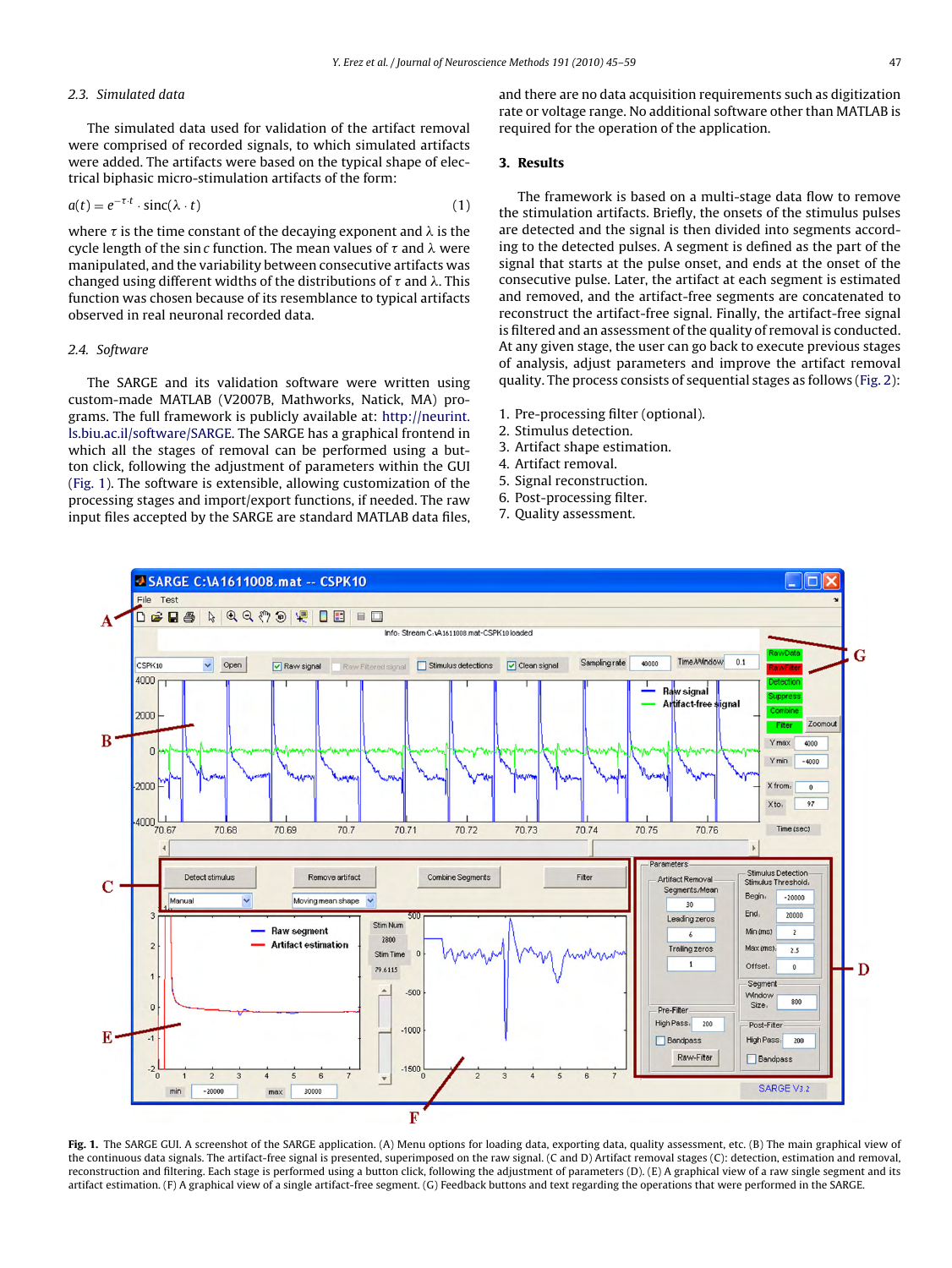### 2.3. Simulated data

The simulated data used for validation of the artifact removal were comprised of recorded signals, to which simulated artifacts were added. The artifacts were based on the typical shape of electrical biphasic micro-stimulation artifacts of the form:

$$a(t) = e^{-\tau \cdot t} \cdot \mathrm{sinc}(\lambda \cdot t) \tag{1}$$

where $\tau$ is the time constant of the decaying exponent and $\lambda$ is the cycle length of the sin *c* function. The mean values of $\tau$ and $\lambda$ were manipulated, and the variability between consecutive artifacts was changed using different widths of the distributions of $\tau$ and $\lambda$. This function was chosen because of its resemblance to typical artifacts observed in real neuronal recorded data.

### 2.4. Software

The SARGE and its validation software were written using custom-made MATLAB (V2007B, Mathworks, Natick, MA) programs. The full framework is publicly available at: http://neurint.ls.biu.ac.il/software/SARGE. The SARGE has a graphical frontend in which all the stages of removal can be performed using a button click, following the adjustment of parameters within the GUI (Fig. 1). The software is extensible, allowing customization of the processing stages and import/export functions, if needed. The raw input files accepted by the SARGE are standard MATLAB data files, and there are no data acquisition requirements such as digitization rate or voltage range. No additional software other than MATLAB is required for the operation of the application.

## 3. Results

The framework is based on a multi-stage data flow to remove the stimulation artifacts. Briefly, the onsets of the stimulus pulses are detected and the signal is then divided into segments according to the detected pulses. A segment is defined as the part of the signal that starts at the pulse onset, and ends at the onset of the consecutive pulse. Later, the artifact at each segment is estimated and removed, and the artifact-free segments are concatenated to reconstruct the artifact-free signal. Finally, the artifact-free signal is filtered and an assessment of the quality of removal is conducted. At any given stage, the user can go back to execute previous stages of analysis, adjust parameters and improve the artifact removal quality. The process consists of sequential stages as follows (Fig. 2):

1. Pre-processing filter (optional).
2. Stimulus detection.
3. Artifact shape estimation.
4. Artifact removal.
5. Signal reconstruction.
6. Post-processing filter.
7. Quality assessment.

**Fig. 1.** The SARGE GUI. A screenshot of the SARGE application. (A) Menu options for loading data, exporting data, quality assessment, etc. (B) The main graphical view of the continuous data signals. The artifact-free signal is presented, superimposed on the raw signal. (C and D) Artifact removal stages (C): detection, estimation and removal, reconstruction and filtering. Each stage is performed using a button click, following the adjustment of parameters (D). (E) A graphical view of a raw single segment and its artifact estimation. (F) A graphical view of a single artifact-free segment. (G) Feedback buttons and text regarding the operations that were performed in the SARGE.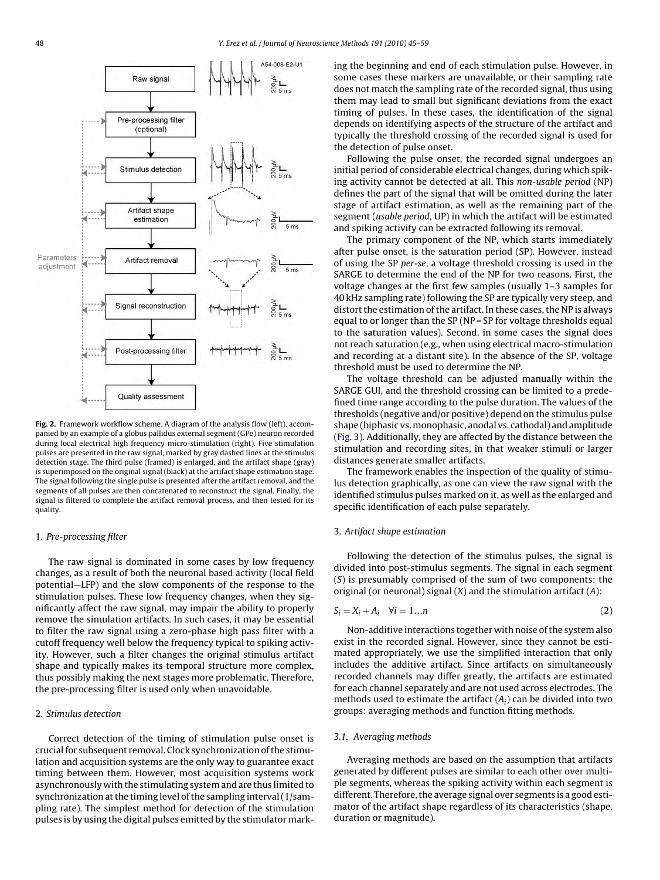**Fig. 2.** Framework workflow scheme. A diagram of the analysis flow (left), accompanied by an example of a globus pallidus external segment (GPe) neuron recorded during local electrical high frequency micro-stimulation (right). Five stimulation pulses are presented in the raw signal, marked by gray dashed lines at the stimulus detection stage. The third pulse (framed) is enlarged, and the artifact shape (gray) is superimposed on the original signal (black) at the artifact shape estimation stage. The signal following the single pulse is presented after the artifact removal, and the segments of all pulses are then concatenated to reconstruct the signal. Finally, the signal is filtered to complete the artifact removal process, and then tested for its quality.

## 1. *Pre-processing filter*

The raw signal is dominated in some cases by low frequency changes, as a result of both the neuronal based activity (local field potential—LFP) and the slow components of the response to the stimulation pulses. These low frequency changes, when they significantly affect the raw signal, may impair the ability to properly remove the simulation artifacts. In such cases, it may be essential to filter the raw signal using a zero-phase high pass filter with a cutoff frequency well below the frequency typical to spiking activity. However, such a filter changes the original stimulus artifact shape and typically makes its temporal structure more complex, thus possibly making the next stages more problematic. Therefore, the pre-processing filter is used only when unavoidable.

## 2. *Stimulus detection*

Correct detection of the timing of stimulation pulse onset is crucial for subsequent removal. Clock synchronization of the stimulation and acquisition systems are the only way to guarantee exact timing between them. However, most acquisition systems work asynchronously with the stimulating system and are thus limited to synchronization at the timing level of the sampling interval (1/sampling rate). The simplest method for detection of the stimulation pulses is by using the digital pulses emitted by the stimulator marking the beginning and end of each stimulation pulse. However, in some cases these markers are unavailable, or their sampling rate does not match the sampling rate of the recorded signal, thus using them may lead to small but significant deviations from the exact timing of pulses. In these cases, the identification of the signal depends on identifying aspects of the structure of the artifact and typically the threshold crossing of the recorded signal is used for the detection of pulse onset.

Following the pulse onset, the recorded signal undergoes an initial period of considerable electrical changes, during which spiking activity cannot be detected at all. This *non-usable period* (NP) defines the part of the signal that will be omitted during the later stage of artifact estimation, as well as the remaining part of the segment (*usable period*, UP) in which the artifact will be estimated and spiking activity can be extracted following its removal.

The primary component of the NP, which starts immediately after pulse onset, is the saturation period (SP). However, instead of using the SP *per-se*, a voltage threshold crossing is used in the SARGE to determine the end of the NP for two reasons. First, the voltage changes at the first few samples (usually 1–3 samples for 40 kHz sampling rate) following the SP are typically very steep, and distort the estimation of the artifact. In these cases, the NP is always equal to or longer than the SP (NP = SP for voltage thresholds equal to the saturation values). Second, in some cases the signal does not reach saturation (e.g., when using electrical macro-stimulation and recording at a distant site). In the absence of the SP, voltage threshold must be used to determine the NP.

The voltage threshold can be adjusted manually within the SARGE GUI, and the threshold crossing can be limited to a predefined time range according to the pulse duration. The values of the thresholds (negative and/or positive) depend on the stimulus pulse shape (biphasic vs. monophasic, anodal vs. cathodal) and amplitude (Fig. 3). Additionally, they are affected by the distance between the stimulation and recording sites, in that weaker stimuli or larger distances generate smaller artifacts.

The framework enables the inspection of the quality of stimulus detection graphically, as one can view the raw signal with the identified stimulus pulses marked on it, as well as the enlarged and specific identification of each pulse separately.

## 3. *Artifact shape estimation*

Following the detection of the stimulus pulses, the signal is divided into post-stimulus segments. The signal in each segment ($S$) is presumably comprised of the sum of two components: the original (or neuronal) signal ($X$) and the stimulation artifact ($A$):

$$S_i = X_i + A_i \quad \forall i = 1 \ldots n \tag{2}$$

Non-additive interactions together with noise of the system also exist in the recorded signal. However, since they cannot be estimated appropriately, we use the simplified interaction that only includes the additive artifact. Since artifacts on simultaneously recorded channels may differ greatly, the artifacts are estimated for each channel separately and are not used across electrodes. The methods used to estimate the artifact ($A_i$) can be divided into two groups: averaging methods and function fitting methods.

### *3.1. Averaging methods*

Averaging methods are based on the assumption that artifacts generated by different pulses are similar to each other over multiple segments, whereas the spiking activity within each segment is different. Therefore, the average signal over segments is a good estimator of the artifact shape regardless of its characteristics (shape, duration or magnitude).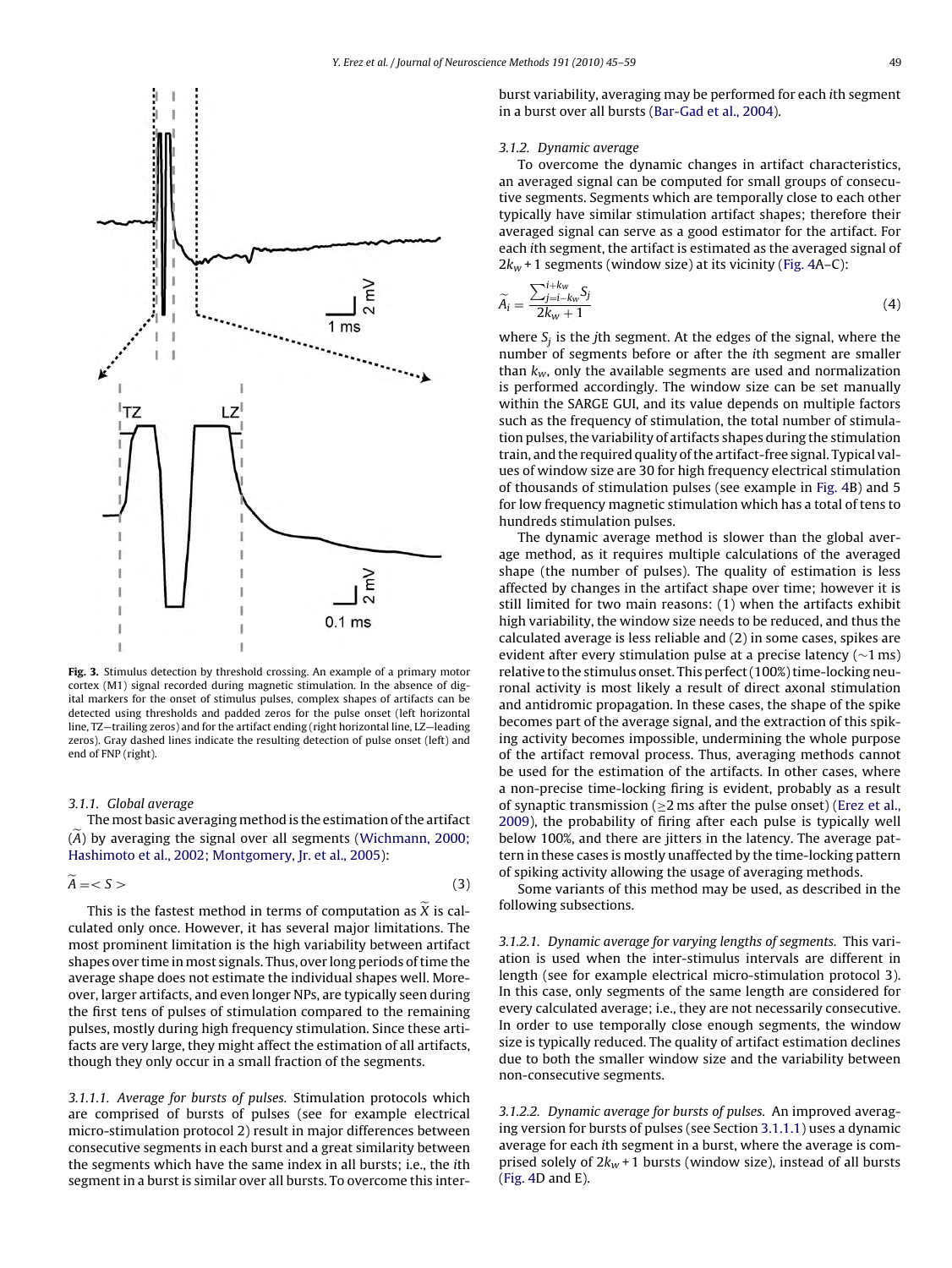**Fig. 3.** Stimulus detection by threshold crossing. An example of a primary motor cortex (M1) signal recorded during magnetic stimulation. In the absence of digital markers for the onset of stimulus pulses, complex shapes of artifacts can be detected using thresholds and padded zeros for the pulse onset (left horizontal line, TZ—trailing zeros) and for the artifact ending (right horizontal line, LZ—leading zeros). Gray dashed lines indicate the resulting detection of pulse onset (left) and end of FNP (right).

#### 3.1.1. Global average

The most basic averaging method is the estimation of the artifact ($\widetilde{A}$) by averaging the signal over all segments (Wichmann, 2000; Hashimoto et al., 2002; Montgomery, Jr. et al., 2005):

$$\widetilde{A} = < S > \qquad (3)$$

This is the fastest method in terms of computation as $\widetilde{X}$ is calculated only once. However, it has several major limitations. The most prominent limitation is the high variability between artifact shapes over time in most signals. Thus, over long periods of time the average shape does not estimate the individual shapes well. Moreover, larger artifacts, and even longer NPs, are typically seen during the first tens of pulses of stimulation compared to the remaining pulses, mostly during high frequency stimulation. Since these artifacts are very large, they might affect the estimation of all artifacts, though they only occur in a small fraction of the segments.

*3.1.1.1. Average for bursts of pulses.* Stimulation protocols which are comprised of bursts of pulses (see for example electrical micro-stimulation protocol 2) result in major differences between consecutive segments in each burst and a great similarity between the segments which have the same index in all bursts; i.e., the *i*th segment in a burst is similar over all bursts. To overcome this inter-burst variability, averaging may be performed for each *i*th segment in a burst over all bursts (Bar-Gad et al., 2004).

#### 3.1.2. Dynamic average

To overcome the dynamic changes in artifact characteristics, an averaged signal can be computed for small groups of consecutive segments. Segments which are temporally close to each other typically have similar stimulation artifact shapes; therefore their averaged signal can serve as a good estimator for the artifact. For each *i*th segment, the artifact is estimated as the averaged signal of $2k_w + 1$ segments (window size) at its vicinity (Fig. 4A–C):

$$\widetilde{A}_i = \frac{\sum_{j=i-k_w}^{i+k_w} S_j}{2k_w + 1} \qquad (4)$$

where $S_j$ is the *j*th segment. At the edges of the signal, where the number of segments before or after the *i*th segment are smaller than $k_w$, only the available segments are used and normalization is performed accordingly. The window size can be set manually within the SARGE GUI, and its value depends on multiple factors such as the frequency of stimulation, the total number of stimulation pulses, the variability of artifacts shapes during the stimulation train, and the required quality of the artifact-free signal. Typical values of window size are 30 for high frequency electrical stimulation of thousands of stimulation pulses (see example in Fig. 4B) and 5 for low frequency magnetic stimulation which has a total of tens to hundreds stimulation pulses.

The dynamic average method is slower than the global average method, as it requires multiple calculations of the averaged shape (the number of pulses). The quality of estimation is less affected by changes in the artifact shape over time; however it is still limited for two main reasons: (1) when the artifacts exhibit high variability, the window size needs to be reduced, and thus the calculated average is less reliable and (2) in some cases, spikes are evident after every stimulation pulse at a precise latency (~1 ms) relative to the stimulus onset. This perfect (100%) time-locking neuronal activity is most likely a result of direct axonal stimulation and antidromic propagation. In these cases, the shape of the spike becomes part of the average signal, and the extraction of this spiking activity becomes impossible, undermining the whole purpose of the artifact removal process. Thus, averaging methods cannot be used for the estimation of the artifacts. In other cases, where a non-precise time-locking firing is evident, probably as a result of synaptic transmission (≥2 ms after the pulse onset) (Erez et al., 2009), the probability of firing after each pulse is typically well below 100%, and there are jitters in the latency. The average pattern in these cases is mostly unaffected by the time-locking pattern of spiking activity allowing the usage of averaging methods.

Some variants of this method may be used, as described in the following subsections.

*3.1.2.1. Dynamic average for varying lengths of segments.* This variation is used when the inter-stimulus intervals are different in length (see for example electrical micro-stimulation protocol 3). In this case, only segments of the same length are considered for every calculated average; i.e., they are not necessarily consecutive. In order to use temporally close enough segments, the window size is typically reduced. The quality of artifact estimation declines due to both the smaller window size and the variability between non-consecutive segments.

*3.1.2.2. Dynamic average for bursts of pulses.* An improved averaging version for bursts of pulses (see Section 3.1.1.1) uses a dynamic average for each *i*th segment in a burst, where the average is comprised solely of $2k_w + 1$ bursts (window size), instead of all bursts (Fig. 4D and E).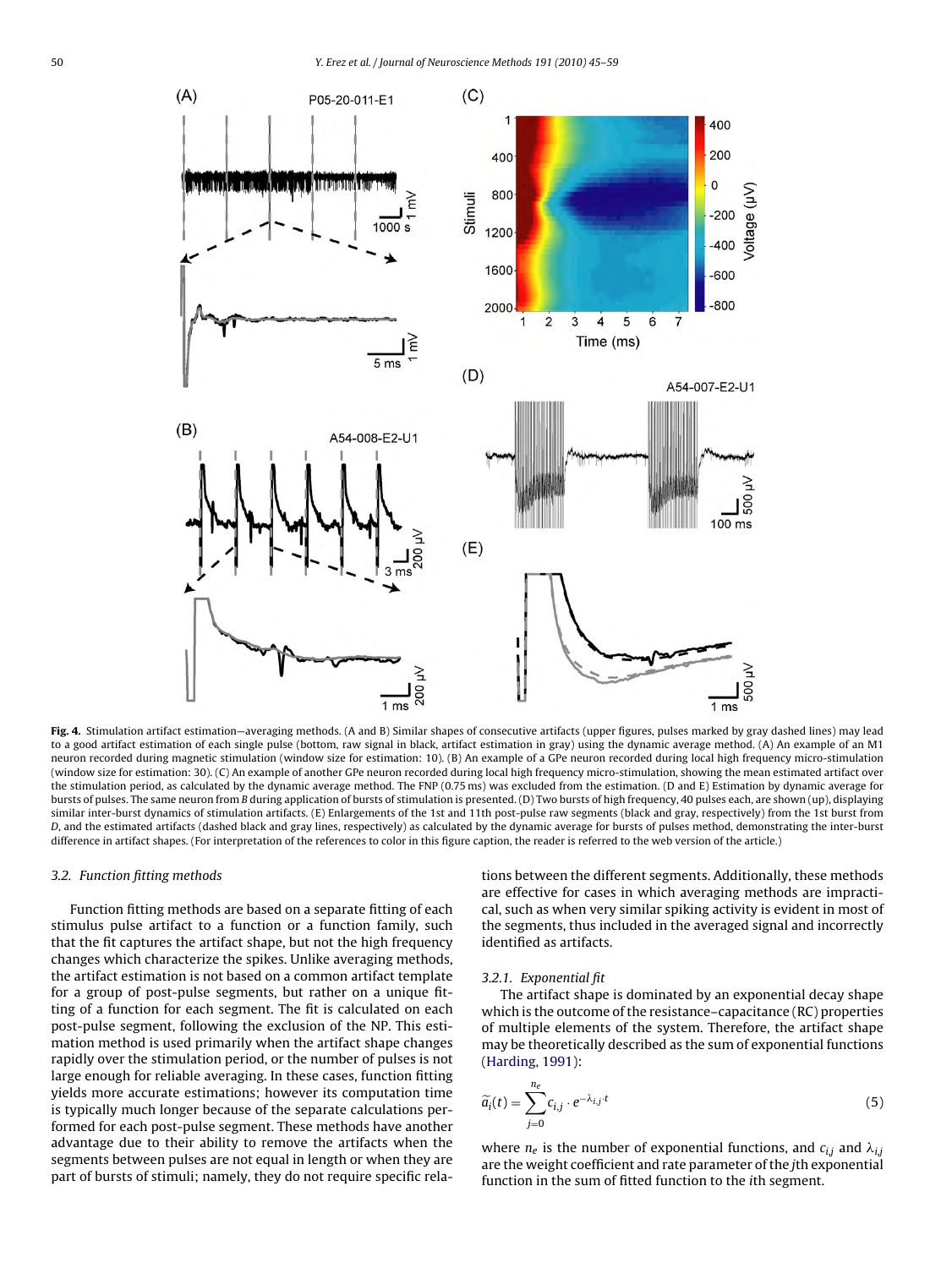(A)

P05-20-011-E1

1 mV

1000 s

1 mV

5 ms

(B)

A54-008-E2-U1

200 μV

3 ms

200 μV

1 ms

(C)

Stimuli

1

400

800

1200

1600

2000

1 2 3 4 5 6 7

Time (ms)

400

200

0

-200

-400

-600

-800

Voltage (μV)

(D)

A54-007-E2-U1

500 μV

100 ms

(E)

500 μV

1 ms

**Fig. 4.** Stimulation artifact estimation—averaging methods. (A and B) Similar shapes of consecutive artifacts (upper figures, pulses marked by gray dashed lines) may lead to a good artifact estimation of each single pulse (bottom, raw signal in black, artifact estimation in gray) using the dynamic average method. (A) An example of an M1 neuron recorded during magnetic stimulation (window size for estimation: 10). (B) An example of a GPe neuron recorded during local high frequency micro-stimulation (window size for estimation: 30). (C) An example of another GPe neuron recorded during local high frequency micro-stimulation, showing the mean estimated artifact over the stimulation period, as calculated by the dynamic average method. The FNP (0.75 ms) was excluded from the estimation. (D and E) Estimation by dynamic average for bursts of pulses. The same neuron from *B* during application of bursts of stimulation is presented. (D) Two bursts of high frequency, 40 pulses each, are shown (up), displaying similar inter-burst dynamics of stimulation artifacts. (E) Enlargements of the 1st and 11th post-pulse raw segments (black and gray, respectively) from the 1st burst from *D*, and the estimated artifacts (dashed black and gray lines, respectively) as calculated by the dynamic average for bursts of pulses method, demonstrating the inter-burst difference in artifact shapes. (For interpretation of the references to color in this figure caption, the reader is referred to the web version of the article.)

### 3.2. Function fitting methods

Function fitting methods are based on a separate fitting of each stimulus pulse artifact to a function or a function family, such that the fit captures the artifact shape, but not the high frequency changes which characterize the spikes. Unlike averaging methods, the artifact estimation is not based on a common artifact template for a group of post-pulse segments, but rather on a unique fitting of a function for each segment. The fit is calculated on each post-pulse segment, following the exclusion of the NP. This estimation method is used primarily when the artifact shape changes rapidly over the stimulation period, or the number of pulses is not large enough for reliable averaging. In these cases, function fitting yields more accurate estimations; however its computation time is typically much longer because of the separate calculations performed for each post-pulse segment. These methods have another advantage due to their ability to remove the artifacts when the segments between pulses are not equal in length or when they are part of bursts of stimuli; namely, they do not require specific relations between the different segments. Additionally, these methods are effective for cases in which averaging methods are impractical, such as when very similar spiking activity is evident in most of the segments, thus included in the averaged signal and incorrectly identified as artifacts.

#### 3.2.1. Exponential fit

The artifact shape is dominated by an exponential decay shape which is the outcome of the resistance–capacitance (RC) properties of multiple elements of the system. Therefore, the artifact shape may be theoretically described as the sum of exponential functions (Harding, 1991):

$$\tilde{a}_i(t) = \sum_{j=0}^{n_e} c_{i,j} \cdot e^{-\lambda_{i,j} \cdot t} \tag{5}$$

where $n_e$ is the number of exponential functions, and $c_{i,j}$ and $\lambda_{i,j}$ are the weight coefficient and rate parameter of the *j*th exponential function in the sum of fitted function to the *i*th segment.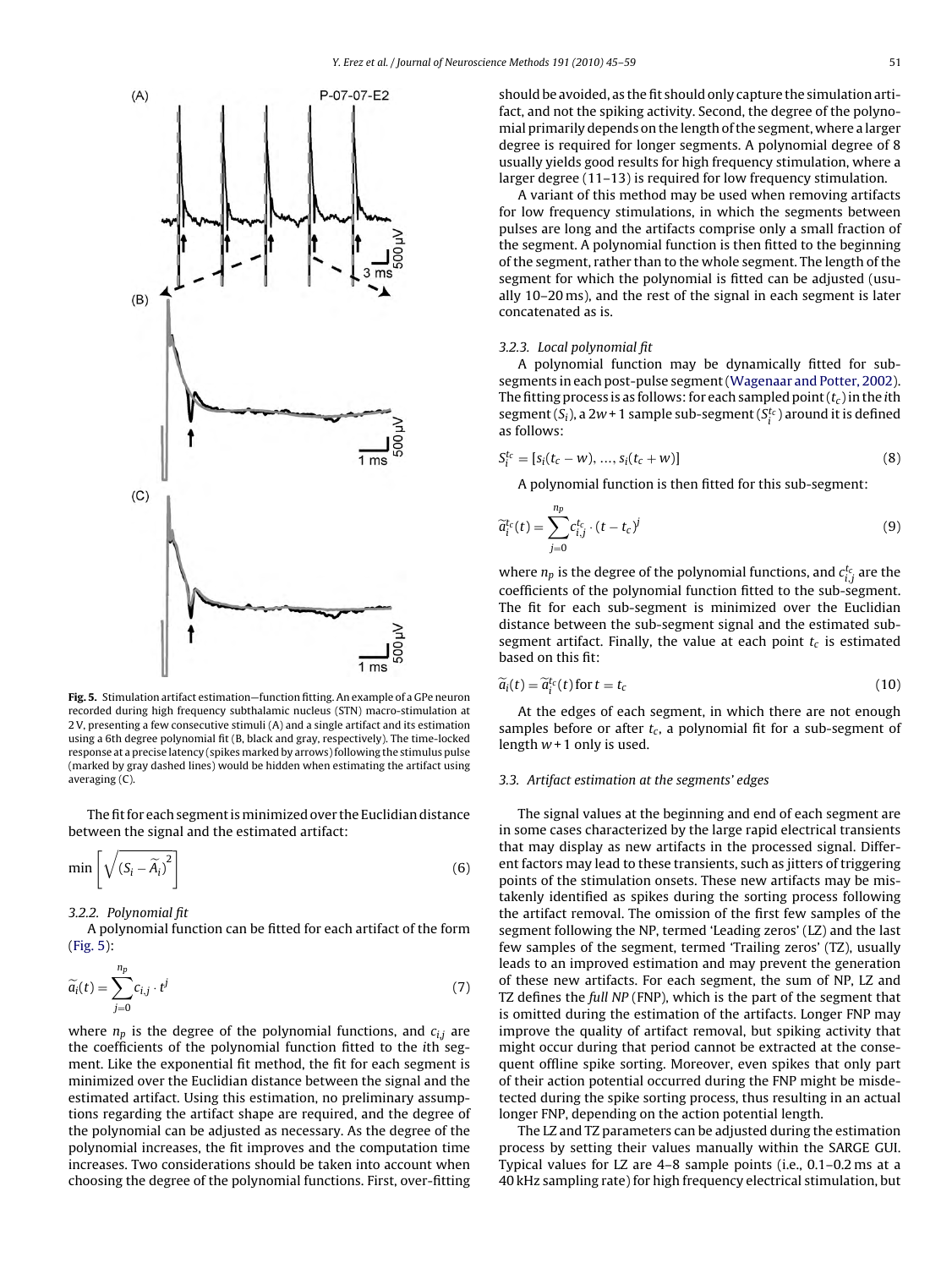**Fig. 5.** Stimulation artifact estimation—function fitting. An example of a GPe neuron recorded during high frequency subthalamic nucleus (STN) macro-stimulation at 2 V, presenting a few consecutive stimuli (A) and a single artifact and its estimation using a 6th degree polynomial fit (B, black and gray, respectively). The time-locked response at a precise latency (spikes marked by arrows) following the stimulus pulse (marked by gray dashed lines) would be hidden when estimating the artifact using averaging (C).

The fit for each segment is minimized over the Euclidian distance between the signal and the estimated artifact:

$$\min\left[\sqrt{\left(S_i - \widetilde{A}_i\right)^2}\right] \tag{6}$$

#### 3.2.2. Polynomial fit

A polynomial function can be fitted for each artifact of the form (Fig. 5):

$$\widetilde{a}_i(t) = \sum_{j=0}^{n_p} c_{i,j} \cdot t^j \tag{7}$$

where $n_p$ is the degree of the polynomial functions, and $c_{i,j}$ are the coefficients of the polynomial function fitted to the $i$th segment. Like the exponential fit method, the fit for each segment is minimized over the Euclidian distance between the signal and the estimated artifact. Using this estimation, no preliminary assumptions regarding the artifact shape are required, and the degree of the polynomial can be adjusted as necessary. As the degree of the polynomial increases, the fit improves and the computation time increases. Two considerations should be taken into account when choosing the degree of the polynomial functions. First, over-fitting should be avoided, as the fit should only capture the simulation artifact, and not the spiking activity. Second, the degree of the polynomial primarily depends on the length of the segment, where a larger degree is required for longer segments. A polynomial degree of 8 usually yields good results for high frequency stimulation, where a larger degree (11–13) is required for low frequency stimulation.

A variant of this method may be used when removing artifacts for low frequency stimulations, in which the segments between pulses are long and the artifacts comprise only a small fraction of the segment. A polynomial function is then fitted to the beginning of the segment, rather than to the whole segment. The length of the segment for which the polynomial is fitted can be adjusted (usually 10–20 ms), and the rest of the signal in each segment is later concatenated as is.

#### 3.2.3. Local polynomial fit

A polynomial function may be dynamically fitted for sub-segments in each post-pulse segment (Wagenaar and Potter, 2002). The fitting process is as follows: for each sampled point ($t_c$) in the $i$th segment ($S_i$), a $2w+1$ sample sub-segment ($S_i^{t_c}$) around it is defined as follows:

$$S_i^{t_c} = [s_i(t_c - w), \ldots, s_i(t_c + w)] \tag{8}$$

A polynomial function is then fitted for this sub-segment:

$$\widetilde{a}_i^{t_c}(t) = \sum_{j=0}^{n_p} c_{i,j}^{t_c} \cdot (t - t_c)^j \tag{9}$$

where $n_p$ is the degree of the polynomial functions, and $c_{i,j}^{t_c}$ are the coefficients of the polynomial function fitted to the sub-segment. The fit for each sub-segment is minimized over the Euclidian distance between the sub-segment signal and the estimated sub-segment artifact. Finally, the value at each point $t_c$ is estimated based on this fit:

$$\widetilde{a}_i(t) = \widetilde{a}_i^{t_c}(t) \text{ for } t = t_c \tag{10}$$

At the edges of each segment, in which there are not enough samples before or after $t_c$, a polynomial fit for a sub-segment of length $w+1$ only is used.

### 3.3. Artifact estimation at the segments' edges

The signal values at the beginning and end of each segment are in some cases characterized by the large rapid electrical transients that may display as new artifacts in the processed signal. Different factors may lead to these transients, such as jitters of triggering points of the stimulation onsets. These new artifacts may be mistakenly identified as spikes during the sorting process following the artifact removal. The omission of the first few samples of the segment following the NP, termed 'Leading zeros' (LZ) and the last few samples of the segment, termed 'Trailing zeros' (TZ), usually leads to an improved estimation and may prevent the generation of these new artifacts. For each segment, the sum of NP, LZ and TZ defines the *full NP* (FNP), which is the part of the segment that is omitted during the estimation of the artifacts. Longer FNP may improve the quality of artifact removal, but spiking activity that might occur during that period cannot be extracted at the consequent offline spike sorting. Moreover, even spikes that only part of their action potential occurred during the FNP might be misdetected during the spike sorting process, thus resulting in an actual longer FNP, depending on the action potential length.

The LZ and TZ parameters can be adjusted during the estimation process by setting their values manually within the SARGE GUI. Typical values for LZ are 4–8 sample points (i.e., 0.1–0.2 ms at a 40 kHz sampling rate) for high frequency electrical stimulation, but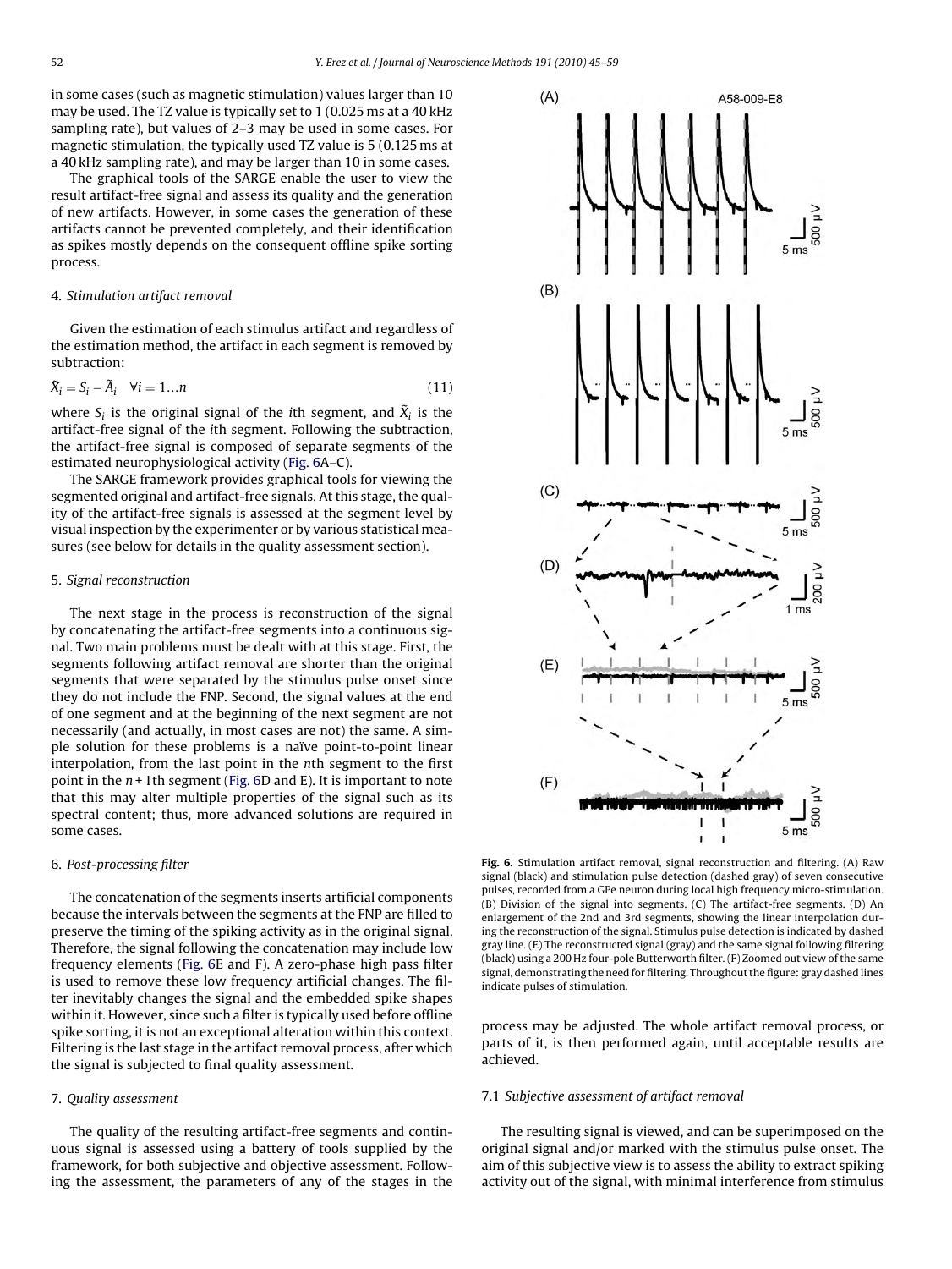in some cases (such as magnetic stimulation) values larger than 10 may be used. The TZ value is typically set to 1 (0.025 ms at a 40 kHz sampling rate), but values of 2–3 may be used in some cases. For magnetic stimulation, the typically used TZ value is 5 (0.125 ms at a 40 kHz sampling rate), and may be larger than 10 in some cases.

The graphical tools of the SARGE enable the user to view the result artifact-free signal and assess its quality and the generation of new artifacts. However, in some cases the generation of these artifacts cannot be prevented completely, and their identification as spikes mostly depends on the consequent offline spike sorting process.

## 4. Stimulation artifact removal

Given the estimation of each stimulus artifact and regardless of the estimation method, the artifact in each segment is removed by subtraction:

$$\tilde{X}_i = S_i - \tilde{A}_i \quad \forall i = 1 \ldots n \tag{11}$$

where $S_i$ is the original signal of the $i$th segment, and $\tilde{X}_i$ is the artifact-free signal of the $i$th segment. Following the subtraction, the artifact-free signal is composed of separate segments of the estimated neurophysiological activity (Fig. 6A–C).

The SARGE framework provides graphical tools for viewing the segmented original and artifact-free signals. At this stage, the quality of the artifact-free signals is assessed at the segment level by visual inspection by the experimenter or by various statistical measures (see below for details in the quality assessment section).

## 5. Signal reconstruction

The next stage in the process is reconstruction of the signal by concatenating the artifact-free segments into a continuous signal. Two main problems must be dealt with at this stage. First, the segments following artifact removal are shorter than the original segments that were separated by the stimulus pulse onset since they do not include the FNP. Second, the signal values at the end of one segment and at the beginning of the next segment are not necessarily (and actually, in most cases are not) the same. A simple solution for these problems is a naïve point-to-point linear interpolation, from the last point in the $n$th segment to the first point in the $n + 1$th segment (Fig. 6D and E). It is important to note that this may alter multiple properties of the signal such as its spectral content; thus, more advanced solutions are required in some cases.

## 6. Post-processing filter

The concatenation of the segments inserts artificial components because the intervals between the segments at the FNP are filled to preserve the timing of the spiking activity as in the original signal. Therefore, the signal following the concatenation may include low frequency elements (Fig. 6E and F). A zero-phase high pass filter is used to remove these low frequency artificial changes. The filter inevitably changes the signal and the embedded spike shapes within it. However, since such a filter is typically used before offline spike sorting, it is not an exceptional alteration within this context. Filtering is the last stage in the artifact removal process, after which the signal is subjected to final quality assessment.

## 7. Quality assessment

The quality of the resulting artifact-free segments and continuous signal is assessed using a battery of tools supplied by the framework, for both subjective and objective assessment. Following the assessment, the parameters of any of the stages in the process may be adjusted. The whole artifact removal process, or parts of it, is then performed again, until acceptable results are achieved.

**Fig. 6.** Stimulation artifact removal, signal reconstruction and filtering. (A) Raw signal (black) and stimulation pulse detection (dashed gray) of seven consecutive pulses, recorded from a GPe neuron during local high frequency micro-stimulation. (B) Division of the signal into segments. (C) The artifact-free segments. (D) An enlargement of the 2nd and 3rd segments, showing the linear interpolation during the reconstruction of the signal. Stimulus pulse detection is indicated by dashed gray line. (E) The reconstructed signal (gray) and the same signal following filtering (black) using a 200 Hz four-pole Butterworth filter. (F) Zoomed out view of the same signal, demonstrating the need for filtering. Throughout the figure: gray dashed lines indicate pulses of stimulation.

### 7.1 Subjective assessment of artifact removal

The resulting signal is viewed, and can be superimposed on the original signal and/or marked with the stimulus pulse onset. The aim of this subjective view is to assess the ability to extract spiking activity out of the signal, with minimal interference from stimulus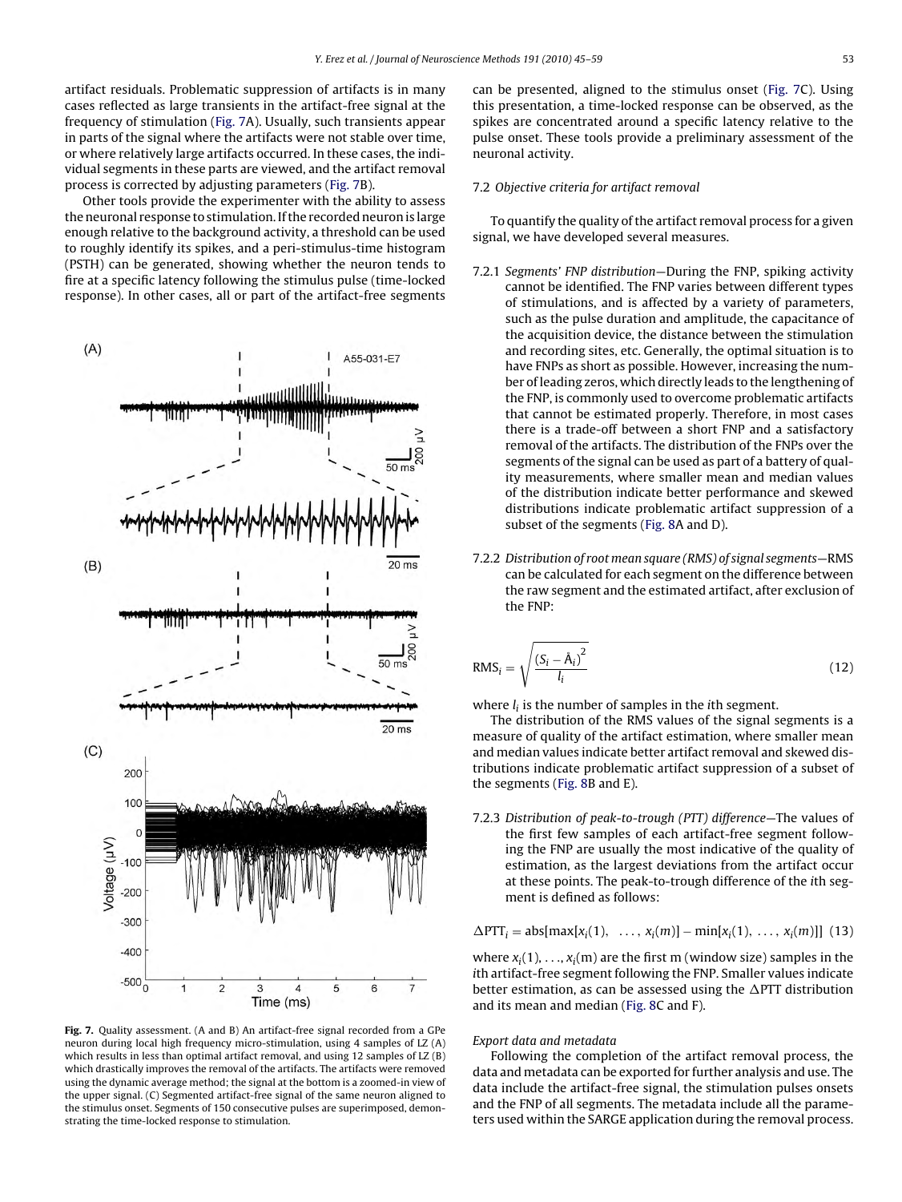artifact residuals. Problematic suppression of artifacts is in many cases reflected as large transients in the artifact-free signal at the frequency of stimulation (Fig. 7A). Usually, such transients appear in parts of the signal where the artifacts were not stable over time, or where relatively large artifacts occurred. In these cases, the individual segments in these parts are viewed, and the artifact removal process is corrected by adjusting parameters (Fig. 7B).

Other tools provide the experimenter with the ability to assess the neuronal response to stimulation. If the recorded neuron is large enough relative to the background activity, a threshold can be used to roughly identify its spikes, and a peri-stimulus-time histogram (PSTH) can be generated, showing whether the neuron tends to fire at a specific latency following the stimulus pulse (time-locked response). In other cases, all or part of the artifact-free segments can be presented, aligned to the stimulus onset (Fig. 7C). Using this presentation, a time-locked response can be observed, as the spikes are concentrated around a specific latency relative to the pulse onset. These tools provide a preliminary assessment of the neuronal activity.

Fig. 7. Quality assessment. (A and B) An artifact-free signal recorded from a GPe neuron during local high frequency micro-stimulation, using 4 samples of LZ (A) which results in less than optimal artifact removal, and using 12 samples of LZ (B) which drastically improves the removal of the artifacts. The artifacts were removed using the dynamic average method; the signal at the bottom is a zoomed-in view of the upper signal. (C) Segmented artifact-free signal of the same neuron aligned to the stimulus onset. Segments of 150 consecutive pulses are superimposed, demonstrating the time-locked response to stimulation.

### 7.2 Objective criteria for artifact removal

To quantify the quality of the artifact removal process for a given signal, we have developed several measures.

7.2.1 *Segments' FNP distribution*—During the FNP, spiking activity cannot be identified. The FNP varies between different types of stimulations, and is affected by a variety of parameters, such as the pulse duration and amplitude, the capacitance of the acquisition device, the distance between the stimulation and recording sites, etc. Generally, the optimal situation is to have FNPs as short as possible. However, increasing the number of leading zeros, which directly leads to the lengthening of the FNP, is commonly used to overcome problematic artifacts that cannot be estimated properly. Therefore, in most cases there is a trade-off between a short FNP and a satisfactory removal of the artifacts. The distribution of the FNPs over the segments of the signal can be used as part of a battery of quality measurements, where smaller mean and median values of the distribution indicate better performance and skewed distributions indicate problematic artifact suppression of a subset of the segments (Fig. 8A and D).

7.2.2 *Distribution of root mean square (RMS) of signal segments*—RMS can be calculated for each segment on the difference between the raw segment and the estimated artifact, after exclusion of the FNP:

$$\mathrm{RMS}_i = \sqrt{\frac{(S_i - \hat{A}_i)^2}{l_i}} \tag{12}$$

where $l_i$ is the number of samples in the $i$th segment.

The distribution of the RMS values of the signal segments is a measure of quality of the artifact estimation, where smaller mean and median values indicate better artifact removal and skewed distributions indicate problematic artifact suppression of a subset of the segments (Fig. 8B and E).

7.2.3 *Distribution of peak-to-trough (PTT) difference*—The values of the first few samples of each artifact-free segment following the FNP are usually the most indicative of the quality of estimation, as the largest deviations from the artifact occur at these points. The peak-to-trough difference of the $i$th segment is defined as follows:

$$\Delta\mathrm{PTT}_i = \mathrm{abs}[\max[x_i(1), \ \ldots, x_i(m)] - \min[x_i(1), \ \ldots, x_i(m)]] \tag{13}$$

where $x_i(1), \ldots, x_i(m)$ are the first m (window size) samples in the $i$th artifact-free segment following the FNP. Smaller values indicate better estimation, as can be assessed using the ΔPTT distribution and its mean and median (Fig. 8C and F).

*Export data and metadata*

Following the completion of the artifact removal process, the data and metadata can be exported for further analysis and use. The data include the artifact-free signal, the stimulation pulses onsets and the FNP of all segments. The metadata include all the parameters used within the SARGE application during the removal process.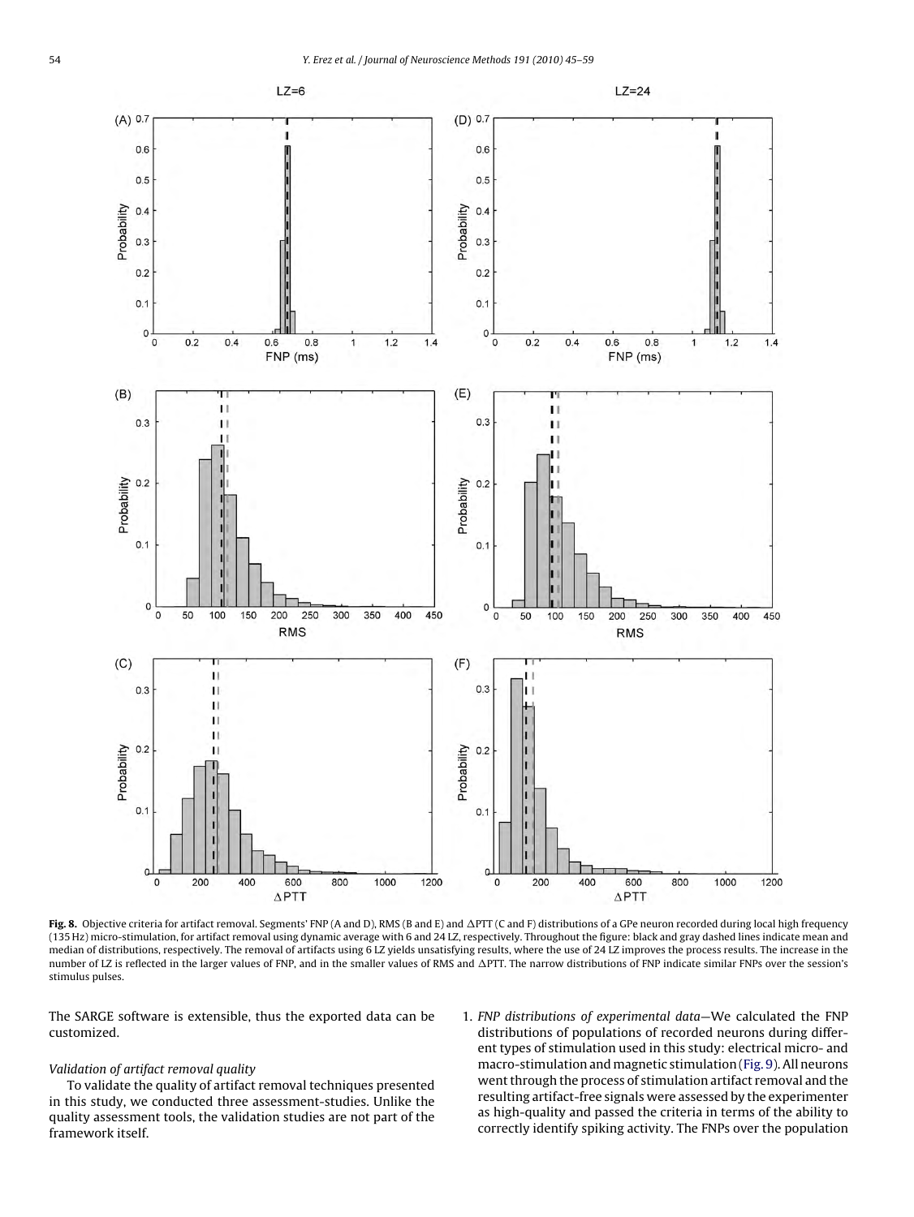**Fig. 8.** Objective criteria for artifact removal. Segments' FNP (A and D), RMS (B and E) and ΔPTT (C and F) distributions of a GPe neuron recorded during local high frequency (135 Hz) micro-stimulation, for artifact removal using dynamic average with 6 and 24 LZ, respectively. Throughout the figure: black and gray dashed lines indicate mean and median of distributions, respectively. The removal of artifacts using 6 LZ yields unsatisfying results, where the use of 24 LZ improves the process results. The increase in the number of LZ is reflected in the larger values of FNP, and in the smaller values of RMS and ΔPTT. The narrow distributions of FNP indicate similar FNPs over the session's stimulus pulses.

The SARGE software is extensible, thus the exported data can be customized.

### *Validation of artifact removal quality*

To validate the quality of artifact removal techniques presented in this study, we conducted three assessment-studies. Unlike the quality assessment tools, the validation studies are not part of the framework itself.

1. *FNP distributions of experimental data*—We calculated the FNP distributions of populations of recorded neurons during different types of stimulation used in this study: electrical micro- and macro-stimulation and magnetic stimulation (Fig. 9). All neurons went through the process of stimulation artifact removal and the resulting artifact-free signals were assessed by the experimenter as high-quality and passed the criteria in terms of the ability to correctly identify spiking activity. The FNPs over the population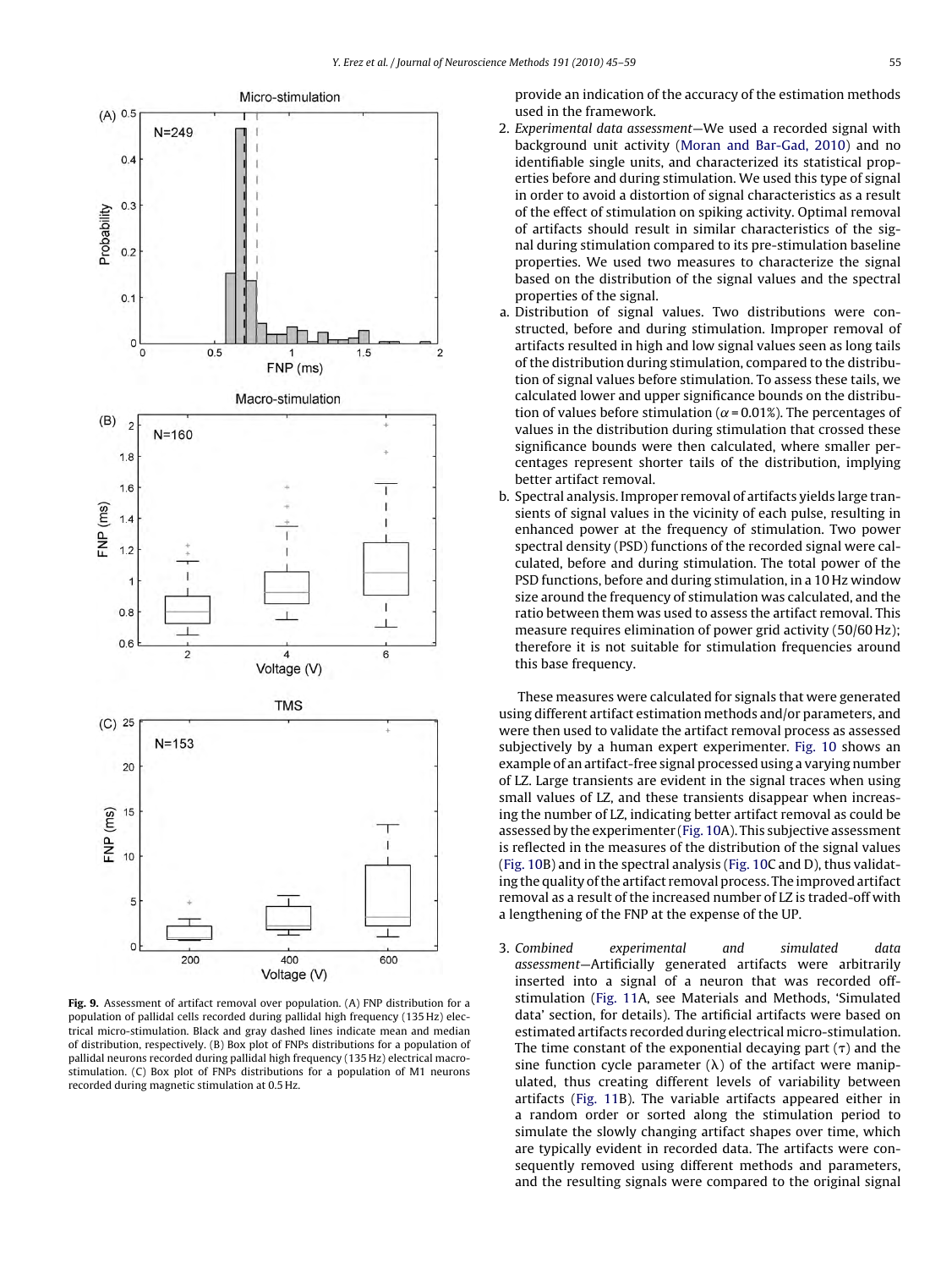Fig. 9. Assessment of artifact removal over population. (A) FNP distribution for a population of pallidal cells recorded during pallidal high frequency (135 Hz) electrical micro-stimulation. Black and gray dashed lines indicate mean and median of distribution, respectively. (B) Box plot of FNPs distributions for a population of pallidal neurons recorded during pallidal high frequency (135 Hz) electrical macro-stimulation. (C) Box plot of FNPs distributions for a population of M1 neurons recorded during magnetic stimulation at 0.5 Hz.

provide an indication of the accuracy of the estimation methods used in the framework.

2. *Experimental data assessment*—We used a recorded signal with background unit activity (Moran and Bar-Gad, 2010) and no identifiable single units, and characterized its statistical properties before and during stimulation. We used this type of signal in order to avoid a distortion of signal characteristics as a result of the effect of stimulation on spiking activity. Optimal removal of artifacts should result in similar characteristics of the signal during stimulation compared to its pre-stimulation baseline properties. We used two measures to characterize the signal based on the distribution of the signal values and the spectral properties of the signal.
   a. Distribution of signal values. Two distributions were constructed, before and during stimulation. Improper removal of artifacts resulted in high and low signal values seen as long tails of the distribution during stimulation, compared to the distribution of signal values before stimulation. To assess these tails, we calculated lower and upper significance bounds on the distribution of values before stimulation ($\alpha = 0.01\%$). The percentages of values in the distribution during stimulation that crossed these significance bounds were then calculated, where smaller percentages represent shorter tails of the distribution, implying better artifact removal.
   b. Spectral analysis. Improper removal of artifacts yields large transients of signal values in the vicinity of each pulse, resulting in enhanced power at the frequency of stimulation. Two power spectral density (PSD) functions of the recorded signal were calculated, before and during stimulation. The total power of the PSD functions, before and during stimulation, in a 10 Hz window size around the frequency of stimulation was calculated, and the ratio between them was used to assess the artifact removal. This measure requires elimination of power grid activity (50/60 Hz); therefore it is not suitable for stimulation frequencies around this base frequency.

These measures were calculated for signals that were generated using different artifact estimation methods and/or parameters, and were then used to validate the artifact removal process as assessed subjectively by a human expert experimenter. Fig. 10 shows an example of an artifact-free signal processed using a varying number of LZ. Large transients are evident in the signal traces when using small values of LZ, and these transients disappear when increasing the number of LZ, indicating better artifact removal as could be assessed by the experimenter (Fig. 10A). This subjective assessment is reflected in the measures of the distribution of the signal values (Fig. 10B) and in the spectral analysis (Fig. 10C and D), thus validating the quality of the artifact removal process. The improved artifact removal as a result of the increased number of LZ is traded-off with a lengthening of the FNP at the expense of the UP.

3. *Combined experimental and simulated data assessment*—Artificially generated artifacts were arbitrarily inserted into a signal of a neuron that was recorded off-stimulation (Fig. 11A, see Materials and Methods, 'Simulated data' section, for details). The artificial artifacts were based on estimated artifacts recorded during electrical micro-stimulation. The time constant of the exponential decaying part ($\tau$) and the sine function cycle parameter ($\lambda$) of the artifact were manipulated, thus creating different levels of variability between artifacts (Fig. 11B). The variable artifacts appeared either in a random order or sorted along the stimulation period to simulate the slowly changing artifact shapes over time, which are typically evident in recorded data. The artifacts were consequently removed using different methods and parameters, and the resulting signals were compared to the original signal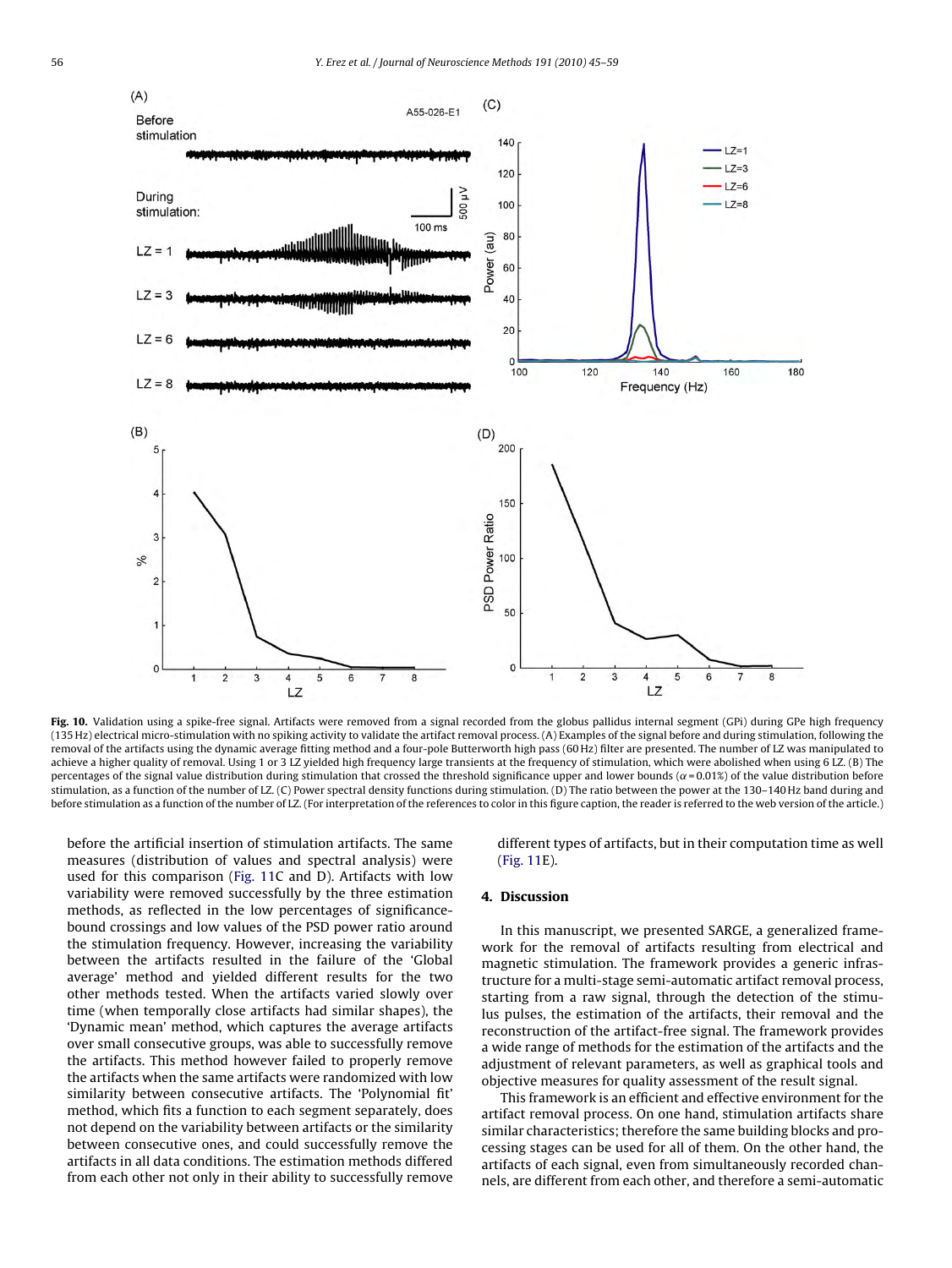(A)

A55-026-E1

Before stimulation

During stimulation:

500 μV

100 ms

LZ = 1

LZ = 3

LZ = 6

LZ = 8

(C)

Power (au)

140
120
100
80
60
40
20
0

100 120 140 160 180

Frequency (Hz)

LZ=1
LZ=3
LZ=6
LZ=8

(B)

%

5
4
3
2
1
0

1 2 3 4 5 6 7 8

LZ

(D)

PSD Power Ratio

200
150
100
50
0

1 2 3 4 5 6 7 8

LZ

**Fig. 10.** Validation using a spike-free signal. Artifacts were removed from a signal recorded from the globus pallidus internal segment (GPi) during GPe high frequency (135 Hz) electrical micro-stimulation with no spiking activity to validate the artifact removal process. (A) Examples of the signal before and during stimulation, following the removal of the artifacts using the dynamic average fitting method and a four-pole Butterworth high pass (60 Hz) filter are presented. The number of LZ was manipulated to achieve a higher quality of removal. Using 1 or 3 LZ yielded high frequency large transients at the frequency of stimulation, which were abolished when using 6 LZ. (B) The percentages of the signal value distribution during stimulation that crossed the threshold significance upper and lower bounds ($\alpha = 0.01\%$) of the value distribution before stimulation, as a function of the number of LZ. (C) Power spectral density functions during stimulation. (D) The ratio between the power at the 130–140 Hz band during and before stimulation as a function of the number of LZ. (For interpretation of the references to color in this figure caption, the reader is referred to the web version of the article.)

before the artificial insertion of stimulation artifacts. The same measures (distribution of values and spectral analysis) were used for this comparison (Fig. 11C and D). Artifacts with low variability were removed successfully by the three estimation methods, as reflected in the low percentages of significance-bound crossings and low values of the PSD power ratio around the stimulation frequency. However, increasing the variability between the artifacts resulted in the failure of the 'Global average' method and yielded different results for the two other methods tested. When the artifacts varied slowly over time (when temporally close artifacts had similar shapes), the 'Dynamic mean' method, which captures the average artifacts over small consecutive groups, was able to successfully remove the artifacts. This method however failed to properly remove the artifacts when the same artifacts were randomized with low similarity between consecutive artifacts. The 'Polynomial fit' method, which fits a function to each segment separately, does not depend on the variability between artifacts or the similarity between consecutive ones, and could successfully remove the artifacts in all data conditions. The estimation methods differed from each other not only in their ability to successfully remove different types of artifacts, but in their computation time as well (Fig. 11E).

## 4. Discussion

In this manuscript, we presented SARGE, a generalized framework for the removal of artifacts resulting from electrical and magnetic stimulation. The framework provides a generic infrastructure for a multi-stage semi-automatic artifact removal process, starting from a raw signal, through the detection of the stimulus pulses, the estimation of the artifacts, their removal and the reconstruction of the artifact-free signal. The framework provides a wide range of methods for the estimation of the artifacts and the adjustment of relevant parameters, as well as graphical tools and objective measures for quality assessment of the result signal.

This framework is an efficient and effective environment for the artifact removal process. On one hand, stimulation artifacts share similar characteristics; therefore the same building blocks and processing stages can be used for all of them. On the other hand, the artifacts of each signal, even from simultaneously recorded channels, are different from each other, and therefore a semi-automatic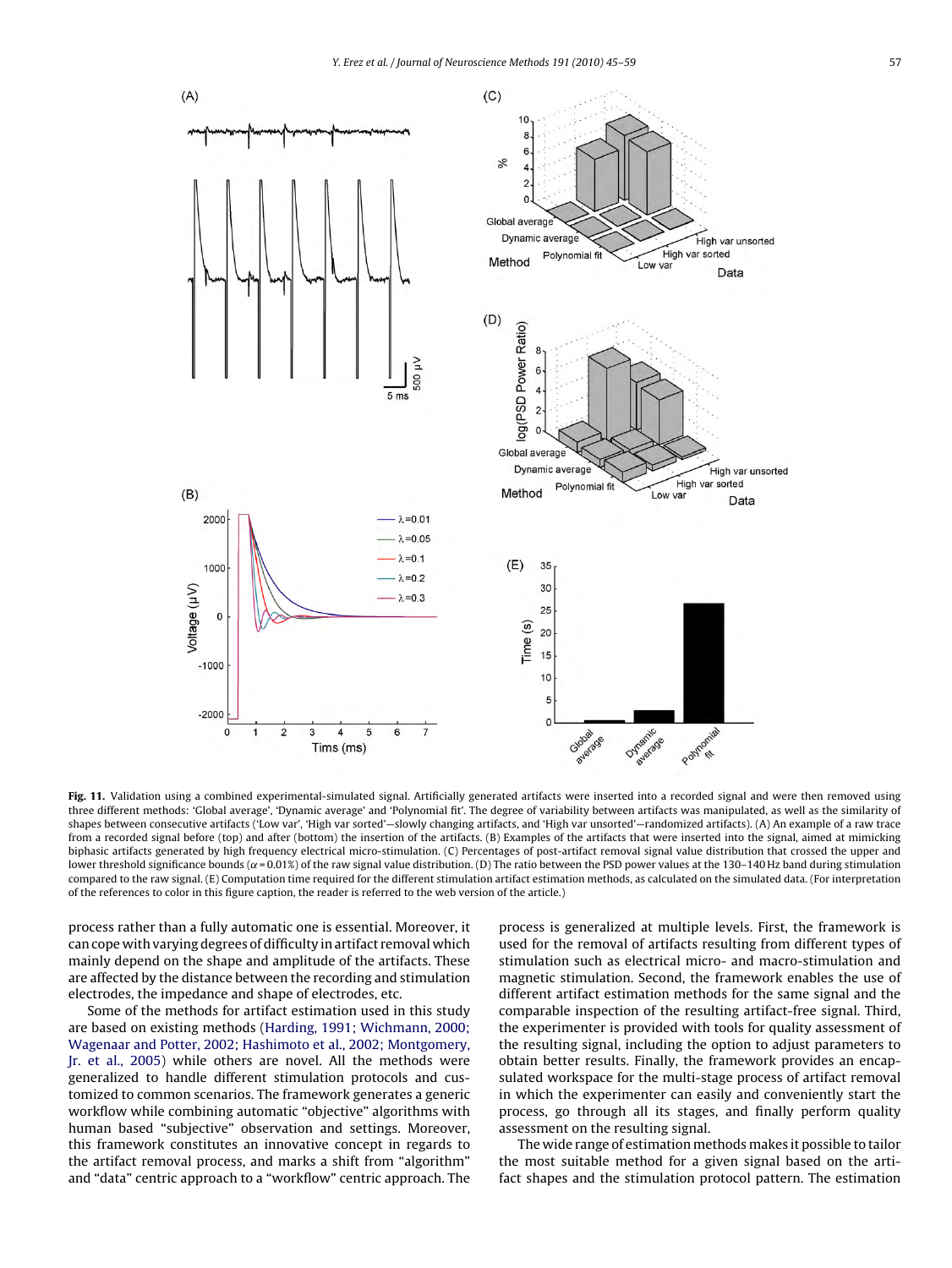(A)

500 μV

5 ms

(B)

2000

1000

0

-1000

-2000

Voltage (μV)

0 1 2 3 4 5 6 7

Tims (ms)

λ=0.01

λ=0.05

λ=0.1

λ=0.2

λ=0.3

(C)

%

10 8 6 4 2 0

Global average

Dynamic average

Polynomial fit

Method

High var unsorted

High var sorted

Low var

Data

(D)

log(PSD Power Ratio)

8 6 4 2 0

Global average

Dynamic average

Polynomial fit

Method

High var unsorted

High var sorted

Low var

Data

(E)

Time (s)

35 30 25 20 15 10 5 0

Global average

Dynamic average

Polynomial fit

**Fig. 11.** Validation using a combined experimental-simulated signal. Artificially generated artifacts were inserted into a recorded signal and were then removed using three different methods: 'Global average', 'Dynamic average' and 'Polynomial fit'. The degree of variability between artifacts was manipulated, as well as the similarity of shapes between consecutive artifacts ('Low var', 'High var sorted'—slowly changing artifacts, and 'High var unsorted'—randomized artifacts). (A) An example of a raw trace from a recorded signal before (top) and after (bottom) the insertion of the artifacts. (B) Examples of the artifacts that were inserted into the signal, aimed at mimicking biphasic artifacts generated by high frequency electrical micro-stimulation. (C) Percentages of post-artifact removal signal value distribution that crossed the upper and lower threshold significance bounds ($\alpha$ = 0.01%) of the raw signal value distribution. (D) The ratio between the PSD power values at the 130–140 Hz band during stimulation compared to the raw signal. (E) Computation time required for the different stimulation artifact estimation methods, as calculated on the simulated data. (For interpretation of the references to color in this figure caption, the reader is referred to the web version of the article.)

process rather than a fully automatic one is essential. Moreover, it can cope with varying degrees of difficulty in artifact removal which mainly depend on the shape and amplitude of the artifacts. These are affected by the distance between the recording and stimulation electrodes, the impedance and shape of electrodes, etc.

Some of the methods for artifact estimation used in this study are based on existing methods (Harding, 1991; Wichmann, 2000; Wagenaar and Potter, 2002; Hashimoto et al., 2002; Montgomery, Jr. et al., 2005) while others are novel. All the methods were generalized to handle different stimulation protocols and customized to common scenarios. The framework generates a generic workflow while combining automatic "objective" algorithms with human based "subjective" observation and settings. Moreover, this framework constitutes an innovative concept in regards to the artifact removal process, and marks a shift from "algorithm" and "data" centric approach to a "workflow" centric approach. The process is generalized at multiple levels. First, the framework is used for the removal of artifacts resulting from different types of stimulation such as electrical micro- and macro-stimulation and magnetic stimulation. Second, the framework enables the use of different artifact estimation methods for the same signal and the comparable inspection of the resulting artifact-free signal. Third, the experimenter is provided with tools for quality assessment of the resulting signal, including the option to adjust parameters to obtain better results. Finally, the framework provides an encapsulated workspace for the multi-stage process of artifact removal in which the experimenter can easily and conveniently start the process, go through all its stages, and finally perform quality assessment on the resulting signal.

The wide range of estimation methods makes it possible to tailor the most suitable method for a given signal based on the artifact shapes and the stimulation protocol pattern. The estimation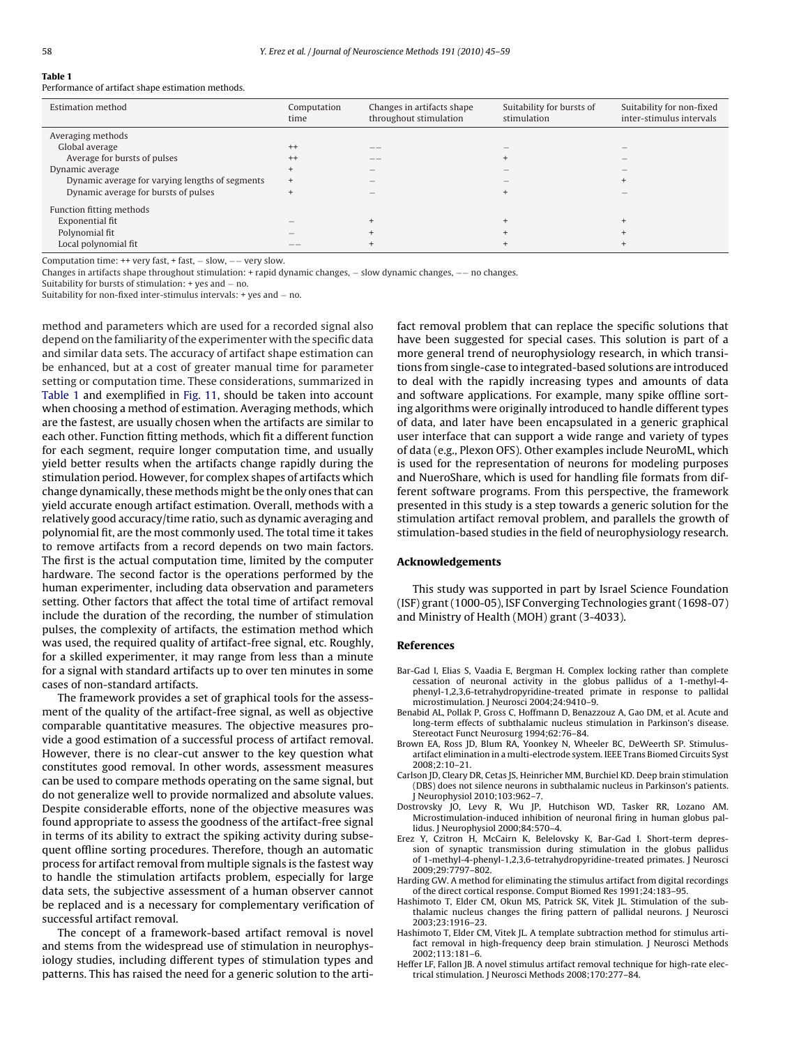**Table 1**
Performance of artifact shape estimation methods.

| Estimation method | Computation time | Changes in artifacts shape throughout stimulation | Suitability for bursts of stimulation | Suitability for non-fixed inter-stimulus intervals |
|---|---|---|---|---|
| Averaging methods | | | | |
| Global average | ++ | −− | − | − |
| Average for bursts of pulses | ++ | −− | + | − |
| Dynamic average | + | − | − | − |
| Dynamic average for varying lengths of segments | + | − | − | + |
| Dynamic average for bursts of pulses | + | − | + | − |
| Function fitting methods | | | | |
| Exponential fit | − | + | + | + |
| Polynomial fit | − | + | + | + |
| Local polynomial fit | −− | + | + | + |

Computation time: ++ very fast, + fast, − slow, −− very slow.
Changes in artifacts shape throughout stimulation: + rapid dynamic changes, − slow dynamic changes, −− no changes.
Suitability for bursts of stimulation: + yes and − no.
Suitability for non-fixed inter-stimulus intervals: + yes and − no.

method and parameters which are used for a recorded signal also depend on the familiarity of the experimenter with the specific data and similar data sets. The accuracy of artifact shape estimation can be enhanced, but at a cost of greater manual time for parameter setting or computation time. These considerations, summarized in Table 1 and exemplified in Fig. 11, should be taken into account when choosing a method of estimation. Averaging methods, which are the fastest, are usually chosen when the artifacts are similar to each other. Function fitting methods, which fit a different function for each segment, require longer computation time, and usually yield better results when the artifacts change rapidly during the stimulation period. However, for complex shapes of artifacts which change dynamically, these methods might be the only ones that can yield accurate enough artifact estimation. Overall, methods with a relatively good accuracy/time ratio, such as dynamic averaging and polynomial fit, are the most commonly used. The total time it takes to remove artifacts from a record depends on two main factors. The first is the actual computation time, limited by the computer hardware. The second factor is the operations performed by the human experimenter, including data observation and parameters setting. Other factors that affect the total time of artifact removal include the duration of the recording, the number of stimulation pulses, the complexity of artifacts, the estimation method which was used, the required quality of artifact-free signal, etc. Roughly, for a skilled experimenter, it may range from less than a minute for a signal with standard artifacts up to over ten minutes in some cases of non-standard artifacts.

The framework provides a set of graphical tools for the assessment of the quality of the artifact-free signal, as well as objective comparable quantitative measures. The objective measures provide a good estimation of a successful process of artifact removal. However, there is no clear-cut answer to the key question what constitutes good removal. In other words, assessment measures can be used to compare methods operating on the same signal, but do not generalize well to provide normalized and absolute values. Despite considerable efforts, none of the objective measures was found appropriate to assess the goodness of the artifact-free signal in terms of its ability to extract the spiking activity during subsequent offline sorting procedures. Therefore, though an automatic process for artifact removal from multiple signals is the fastest way to handle the stimulation artifacts problem, especially for large data sets, the subjective assessment of a human observer cannot be replaced and is a necessary for complementary verification of successful artifact removal.

The concept of a framework-based artifact removal is novel and stems from the widespread use of stimulation in neurophysiology studies, including different types of stimulation types and patterns. This has raised the need for a generic solution to the artifact removal problem that can replace the specific solutions that have been suggested for special cases. This solution is part of a more general trend of neurophysiology research, in which transitions from single-case to integrated-based solutions are introduced to deal with the rapidly increasing types and amounts of data and software applications. For example, many spike offline sorting algorithms were originally introduced to handle different types of data, and later have been encapsulated in a generic graphical user interface that can support a wide range and variety of types of data (e.g., Plexon OFS). Other examples include NeuroML, which is used for the representation of neurons for modeling purposes and NueroShare, which is used for handling file formats from different software programs. From this perspective, the framework presented in this study is a step towards a generic solution for the stimulation artifact removal problem, and parallels the growth of stimulation-based studies in the field of neurophysiology research.

## Acknowledgements

This study was supported in part by Israel Science Foundation (ISF) grant (1000-05), ISF Converging Technologies grant (1698-07) and Ministry of Health (MOH) grant (3-4033).

## References

- Bar-Gad I, Elias S, Vaadia E, Bergman H. Complex locking rather than complete cessation of neuronal activity in the globus pallidus of a 1-methyl-4-phenyl-1,2,3,6-tetrahydropyridine-treated primate in response to pallidal microstimulation. J Neurosci 2004;24:9410–9.
- Benabid AL, Pollak P, Gross C, Hoffmann D, Benazzouz A, Gao DM, et al. Acute and long-term effects of subthalamic nucleus stimulation in Parkinson's disease. Stereotact Funct Neurosurg 1994;62:76–84.
- Brown EA, Ross JD, Blum RA, Yoonkey N, Wheeler BC, DeWeerth SP. Stimulus-artifact elimination in a multi-electrode system. IEEE Trans Biomed Circuits Syst 2008;2:10–21.
- Carlson JD, Cleary DR, Cetas JS, Heinricher MM, Burchiel KD. Deep brain stimulation (DBS) does not silence neurons in subthalamic nucleus in Parkinson's patients. J Neurophysiol 2010;103:962–7.
- Dostrovsky JO, Levy R, Wu JP, Hutchison WD, Tasker RR, Lozano AM. Microstimulation-induced inhibition of neuronal firing in human globus pallidus. J Neurophysiol 2000;84:570–4.
- Erez Y, Czitron H, McCairn K, Belelovsky K, Bar-Gad I. Short-term depression of synaptic transmission during stimulation in the globus pallidus of 1-methyl-4-phenyl-1,2,3,6-tetrahydropyridine-treated primates. J Neurosci 2009;29:7797–802.
- Harding GW. A method for eliminating the stimulus artifact from digital recordings of the direct cortical response. Comput Biomed Res 1991;24:183–95.
- Hashimoto T, Elder CM, Okun MS, Patrick SK, Vitek JL. Stimulation of the subthalamic nucleus changes the firing pattern of pallidal neurons. J Neurosci 2003;23:1916–23.
- Hashimoto T, Elder CM, Vitek JL. A template subtraction method for stimulus artifact removal in high-frequency deep brain stimulation. J Neurosci Methods 2002;113:181–6.
- Heffer LF, Fallon JB. A novel stimulus artifact removal technique for high-rate electrical stimulation. J Neurosci Methods 2008;170:277–84.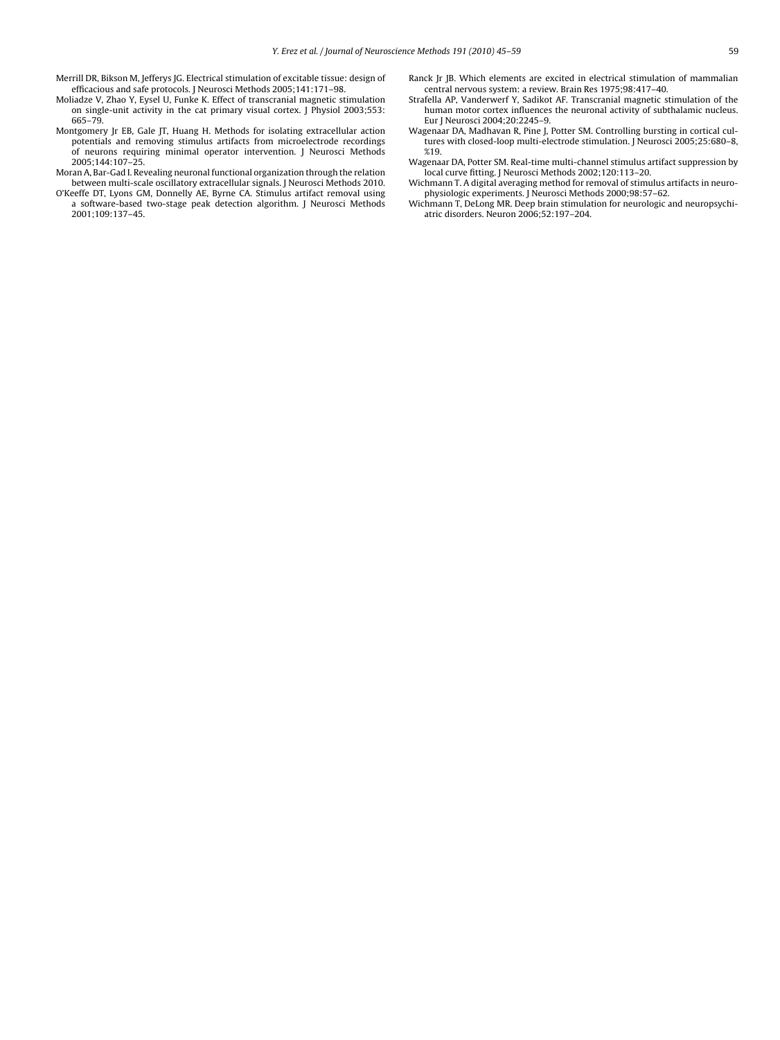Merrill DR, Bikson M, Jefferys JG. Electrical stimulation of excitable tissue: design of efficacious and safe protocols. J Neurosci Methods 2005;141:171–98.

Moliadze V, Zhao Y, Eysel U, Funke K. Effect of transcranial magnetic stimulation on single-unit activity in the cat primary visual cortex. J Physiol 2003;553: 665–79.

Montgomery Jr EB, Gale JT, Huang H. Methods for isolating extracellular action potentials and removing stimulus artifacts from microelectrode recordings of neurons requiring minimal operator intervention. J Neurosci Methods 2005;144:107–25.

Moran A, Bar-Gad I. Revealing neuronal functional organization through the relation between multi-scale oscillatory extracellular signals. J Neurosci Methods 2010.

O'Keeffe DT, Lyons GM, Donnelly AE, Byrne CA. Stimulus artifact removal using a software-based two-stage peak detection algorithm. J Neurosci Methods 2001;109:137–45.

Ranck Jr JB. Which elements are excited in electrical stimulation of mammalian central nervous system: a review. Brain Res 1975;98:417–40.

Strafella AP, Vanderwerf Y, Sadikot AF. Transcranial magnetic stimulation of the human motor cortex influences the neuronal activity of subthalamic nucleus. Eur J Neurosci 2004;20:2245–9.

Wagenaar DA, Madhavan R, Pine J, Potter SM. Controlling bursting in cortical cultures with closed-loop multi-electrode stimulation. J Neurosci 2005;25:680–8, %19.

Wagenaar DA, Potter SM. Real-time multi-channel stimulus artifact suppression by local curve fitting. J Neurosci Methods 2002;120:113–20.

Wichmann T. A digital averaging method for removal of stimulus artifacts in neurophysiologic experiments. J Neurosci Methods 2000;98:57–62.

Wichmann T, DeLong MR. Deep brain stimulation for neurologic and neuropsychiatric disorders. Neuron 2006;52:197–204.